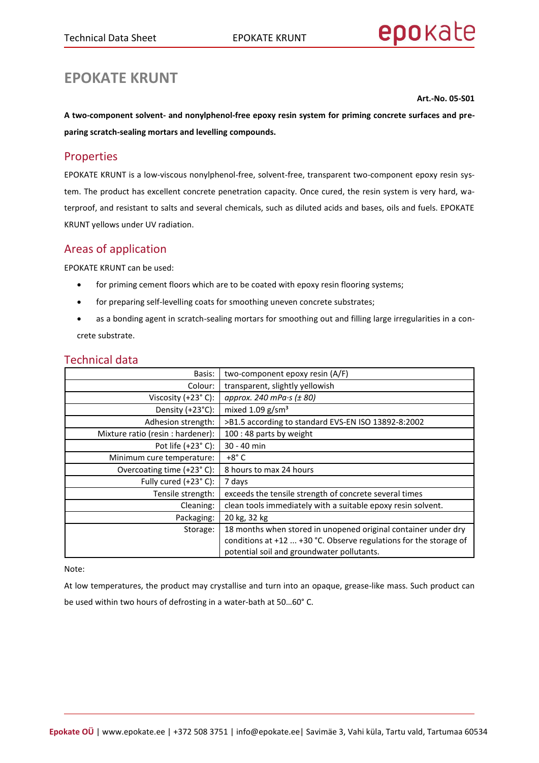# EPOKATE KRUNT

**Art.-No. 05-S01**

**A two-component solvent- and nonylphenol-free epoxy resin system for priming concrete surfaces and preparing scratch-sealing mortars and levelling compounds.**

## Properties

EPOKATE KRUNT is a low-viscous nonylphenol-free, solvent-free, transparent two-component epoxy resin system. The product has excellent concrete penetration capacity. Once cured, the resin system is very hard, waterproof, and resistant to salts and several chemicals, such as diluted acids and bases, oils and fuels. EPOKATE KRUNT yellows under UV radiation.

## Areas of application

EPOKATE KRUNT can be used:

- for priming cement floors which are to be coated with epoxy resin flooring systems;
- for preparing self-levelling coats for smoothing uneven concrete substrates;
- as a bonding agent in scratch-sealing mortars for smoothing out and filling large irregularities in a concrete substrate.

## Technical data

| | |
|---|---|
| Basis: | two-component epoxy resin (A/F) |
| Colour: | transparent, slightly yellowish |
| Viscosity (+23° C): | *approx. 240 mPa·s (± 80)* |
| Density (+23°C): | mixed 1.09 g/sm³ |
| Adhesion strength: | >B1.5 according to standard EVS-EN ISO 13892-8:2002 |
| Mixture ratio (resin : hardener): | 100 : 48 parts by weight |
| Pot life (+23° C): | 30 - 40 min |
| Minimum cure temperature: | +8° C |
| Overcoating time (+23° C): | 8 hours to max 24 hours |
| Fully cured (+23° C): | 7 days |
| Tensile strength: | exceeds the tensile strength of concrete several times |
| Cleaning: | clean tools immediately with a suitable epoxy resin solvent. |
| Packaging: | 20 kg, 32 kg |
| Storage: | 18 months when stored in unopened original container under dry conditions at +12 ... +30 °C. Observe regulations for the storage of potential soil and groundwater pollutants. |

Note:

At low temperatures, the product may crystallise and turn into an opaque, grease-like mass. Such product can be used within two hours of defrosting in a water-bath at 50…60° C.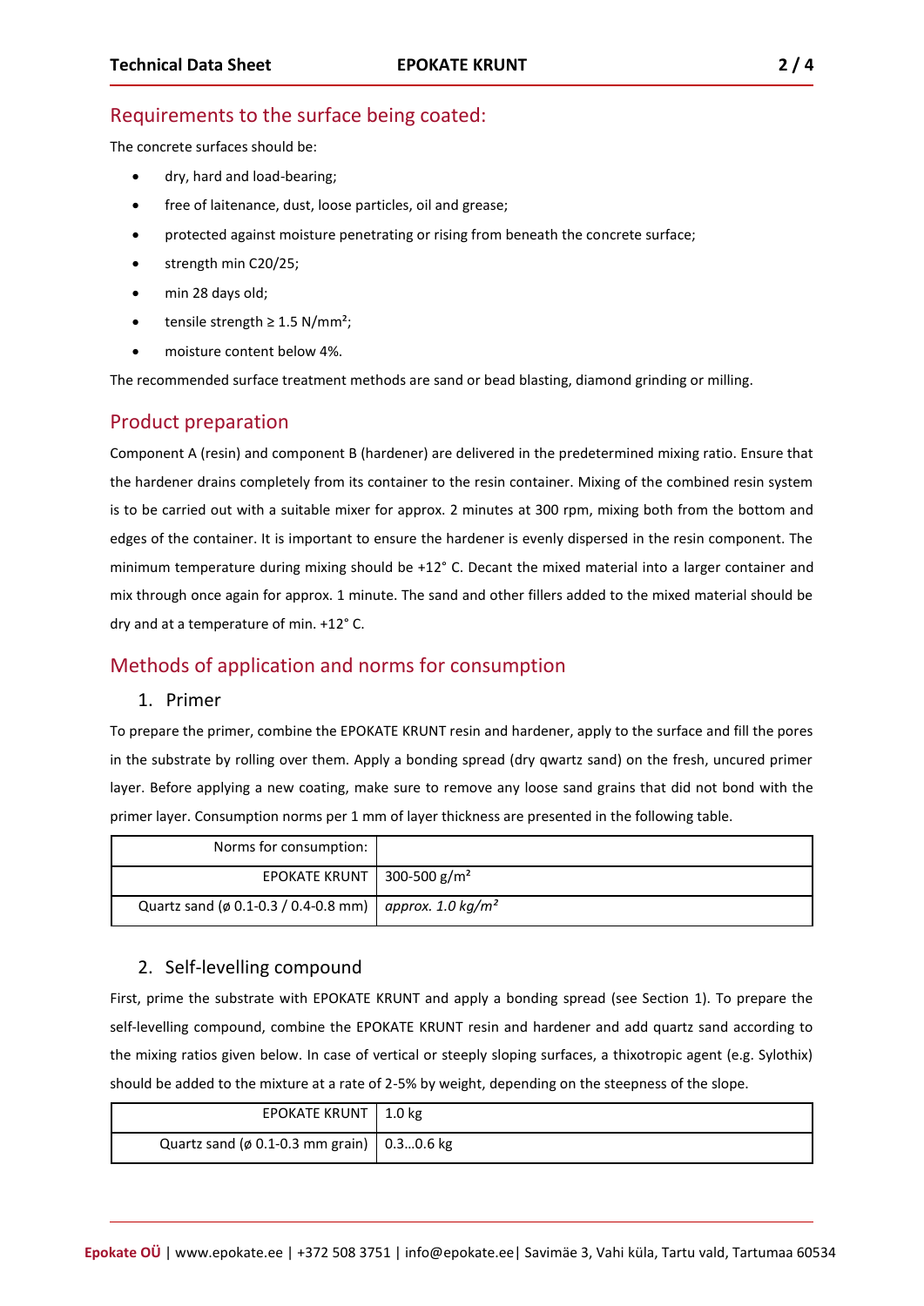## Requirements to the surface being coated:

The concrete surfaces should be:

- dry, hard and load-bearing;
- free of laitenance, dust, loose particles, oil and grease;
- protected against moisture penetrating or rising from beneath the concrete surface;
- strength min C20/25;
- min 28 days old;
- tensile strength ≥ 1.5 N/mm²;
- moisture content below 4%.

The recommended surface treatment methods are sand or bead blasting, diamond grinding or milling.

## Product preparation

Component A (resin) and component B (hardener) are delivered in the predetermined mixing ratio. Ensure that the hardener drains completely from its container to the resin container. Mixing of the combined resin system is to be carried out with a suitable mixer for approx. 2 minutes at 300 rpm, mixing both from the bottom and edges of the container. It is important to ensure the hardener is evenly dispersed in the resin component. The minimum temperature during mixing should be +12° C. Decant the mixed material into a larger container and mix through once again for approx. 1 minute. The sand and other fillers added to the mixed material should be dry and at a temperature of min. +12° C.

## Methods of application and norms for consumption

### 1. Primer

To prepare the primer, combine the EPOKATE KRUNT resin and hardener, apply to the surface and fill the pores in the substrate by rolling over them. Apply a bonding spread (dry qwartz sand) on the fresh, uncured primer layer. Before applying a new coating, make sure to remove any loose sand grains that did not bond with the primer layer. Consumption norms per 1 mm of layer thickness are presented in the following table.

| Norms for consumption: | |
|---|---|
| EPOKATE KRUNT | 300-500 g/m² |
| Quartz sand (ø 0.1-0.3 / 0.4-0.8 mm) | *approx. 1.0 kg/m²* |

### 2. Self-levelling compound

First, prime the substrate with EPOKATE KRUNT and apply a bonding spread (see Section 1). To prepare the self-levelling compound, combine the EPOKATE KRUNT resin and hardener and add quartz sand according to the mixing ratios given below. In case of vertical or steeply sloping surfaces, a thixotropic agent (e.g. Sylothix) should be added to the mixture at a rate of 2-5% by weight, depending on the steepness of the slope.

| EPOKATE KRUNT | 1.0 kg |
|---|---|
| Quartz sand (ø 0.1-0.3 mm grain) | 0.3…0.6 kg |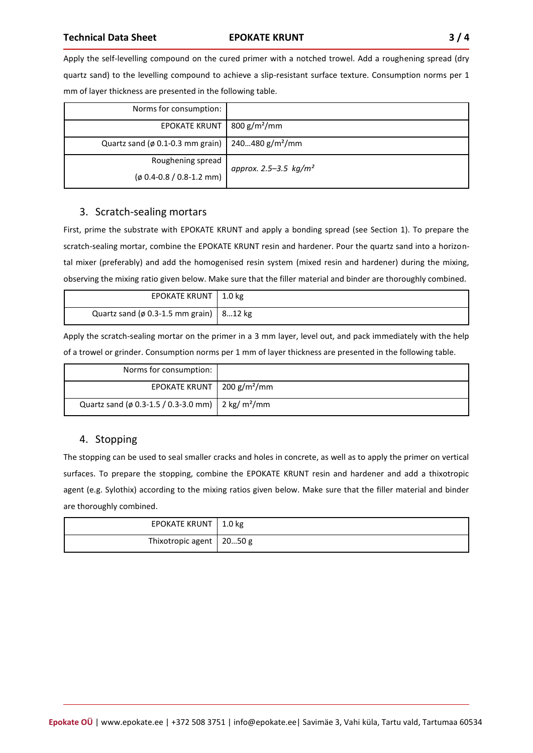Apply the self-levelling compound on the cured primer with a notched trowel. Add a roughening spread (dry quartz sand) to the levelling compound to achieve a slip-resistant surface texture. Consumption norms per 1 mm of layer thickness are presented in the following table.

| Norms for consumption: | |
|---|---|
| EPOKATE KRUNT | 800 g/m²/mm |
| Quartz sand (ø 0.1-0.3 mm grain) | 240…480 g/m²/mm |
| Roughening spread (ø 0.4-0.8 / 0.8-1.2 mm) | *approx. 2.5–3.5 kg/m²* |

## 3. Scratch-sealing mortars

First, prime the substrate with EPOKATE KRUNT and apply a bonding spread (see Section 1). To prepare the scratch-sealing mortar, combine the EPOKATE KRUNT resin and hardener. Pour the quartz sand into a horizontal mixer (preferably) and add the homogenised resin system (mixed resin and hardener) during the mixing, observing the mixing ratio given below. Make sure that the filler material and binder are thoroughly combined.

| EPOKATE KRUNT | 1.0 kg |
|---|---|
| Quartz sand (ø 0.3-1.5 mm grain) | 8…12 kg |

Apply the scratch-sealing mortar on the primer in a 3 mm layer, level out, and pack immediately with the help of a trowel or grinder. Consumption norms per 1 mm of layer thickness are presented in the following table.

| Norms for consumption: | |
|---|---|
| EPOKATE KRUNT | 200 g/m²/mm |
| Quartz sand (ø 0.3-1.5 / 0.3-3.0 mm) | 2 kg/ m²/mm |

## 4. Stopping

The stopping can be used to seal smaller cracks and holes in concrete, as well as to apply the primer on vertical surfaces. To prepare the stopping, combine the EPOKATE KRUNT resin and hardener and add a thixotropic agent (e.g. Sylothix) according to the mixing ratios given below. Make sure that the filler material and binder are thoroughly combined.

| EPOKATE KRUNT | 1.0 kg |
|---|---|
| Thixotropic agent | 20…50 g |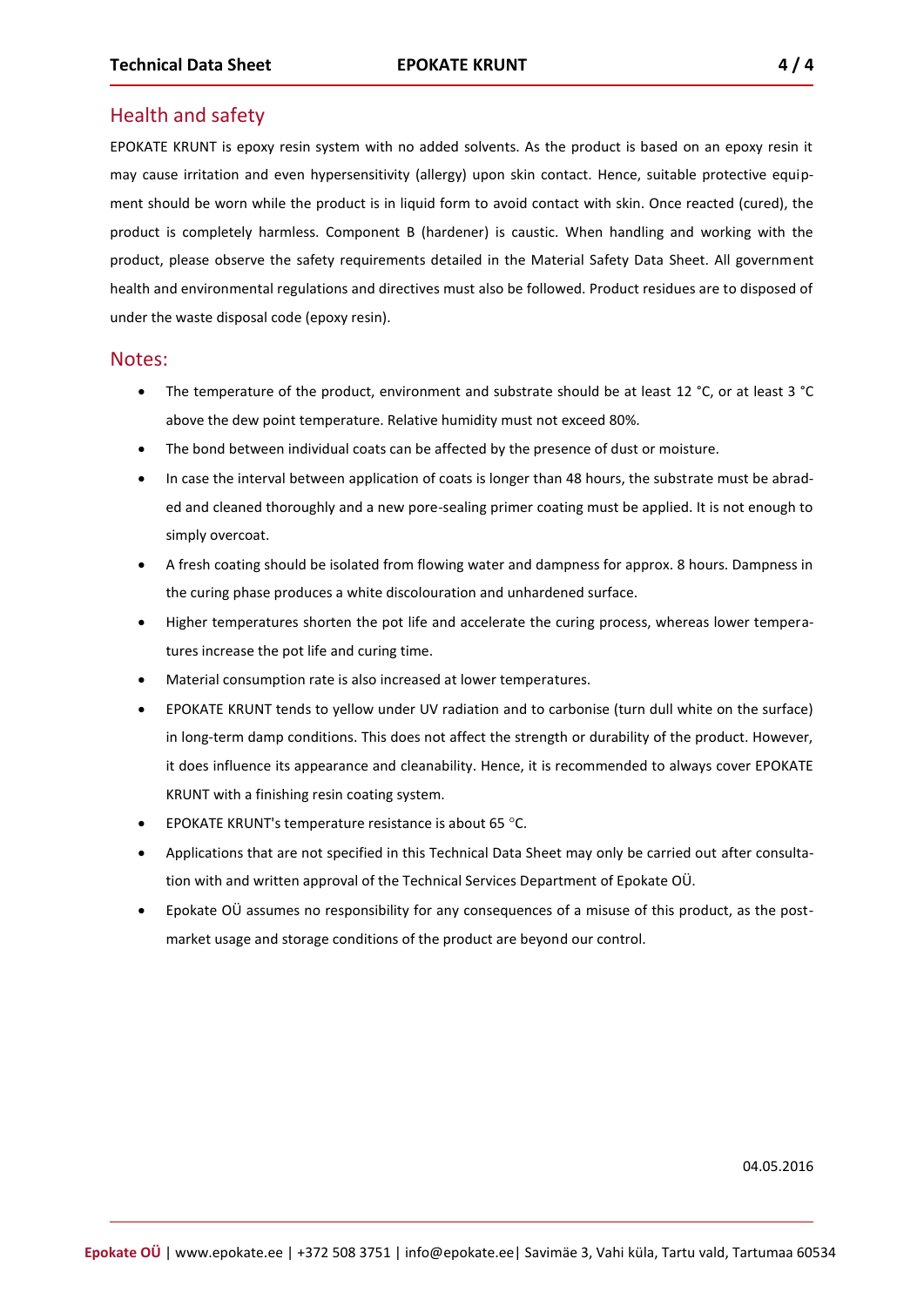## Health and safety

EPOKATE KRUNT is epoxy resin system with no added solvents. As the product is based on an epoxy resin it may cause irritation and even hypersensitivity (allergy) upon skin contact. Hence, suitable protective equipment should be worn while the product is in liquid form to avoid contact with skin. Once reacted (cured), the product is completely harmless. Component B (hardener) is caustic. When handling and working with the product, please observe the safety requirements detailed in the Material Safety Data Sheet. All government health and environmental regulations and directives must also be followed. Product residues are to disposed of under the waste disposal code (epoxy resin).

## Notes:

- The temperature of the product, environment and substrate should be at least 12 °C, or at least 3 °C above the dew point temperature. Relative humidity must not exceed 80%.
- The bond between individual coats can be affected by the presence of dust or moisture.
- In case the interval between application of coats is longer than 48 hours, the substrate must be abraded and cleaned thoroughly and a new pore-sealing primer coating must be applied. It is not enough to simply overcoat.
- A fresh coating should be isolated from flowing water and dampness for approx. 8 hours. Dampness in the curing phase produces a white discolouration and unhardened surface.
- Higher temperatures shorten the pot life and accelerate the curing process, whereas lower temperatures increase the pot life and curing time.
- Material consumption rate is also increased at lower temperatures.
- EPOKATE KRUNT tends to yellow under UV radiation and to carbonise (turn dull white on the surface) in long-term damp conditions. This does not affect the strength or durability of the product. However, it does influence its appearance and cleanability. Hence, it is recommended to always cover EPOKATE KRUNT with a finishing resin coating system.
- EPOKATE KRUNT's temperature resistance is about 65 °C.
- Applications that are not specified in this Technical Data Sheet may only be carried out after consultation with and written approval of the Technical Services Department of Epokate OÜ.
- Epokate OÜ assumes no responsibility for any consequences of a misuse of this product, as the post-market usage and storage conditions of the product are beyond our control.

04.05.2016

**Epokate OÜ** | www.epokate.ee | +372 508 3751 | info@epokate.ee | Savimäe 3, Vahi küla, Tartu vald, Tartumaa 60534